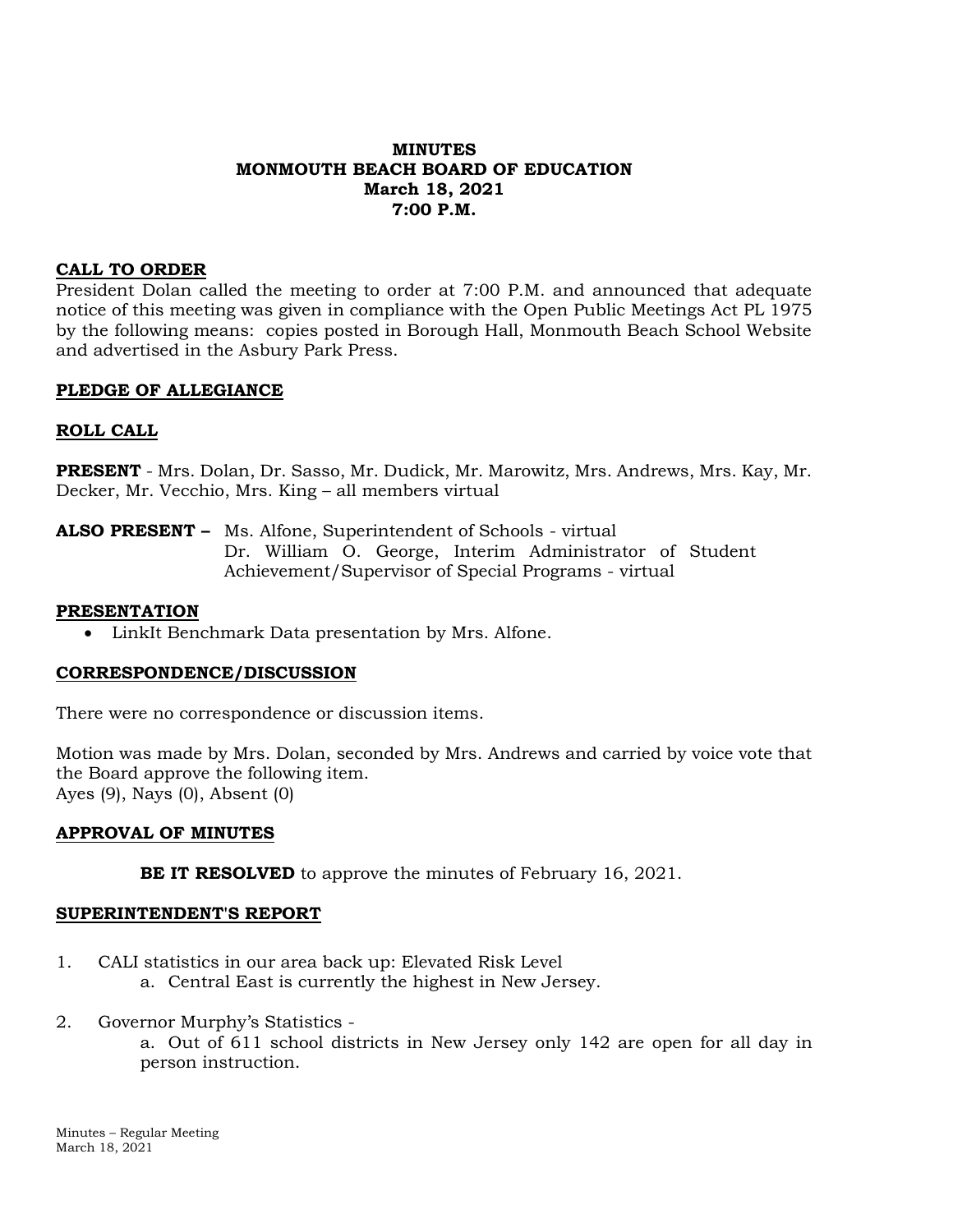**MINUTES**
**MONMOUTH BEACH BOARD OF EDUCATION**
**March 18, 2021**
**7:00 P.M.**

## CALL TO ORDER

President Dolan called the meeting to order at 7:00 P.M. and announced that adequate notice of this meeting was given in compliance with the Open Public Meetings Act PL 1975 by the following means: copies posted in Borough Hall, Monmouth Beach School Website and advertised in the Asbury Park Press.

## PLEDGE OF ALLEGIANCE

## ROLL CALL

**PRESENT** - Mrs. Dolan, Dr. Sasso, Mr. Dudick, Mr. Marowitz, Mrs. Andrews, Mrs. Kay, Mr. Decker, Mr. Vecchio, Mrs. King – all members virtual

**ALSO PRESENT –** Ms. Alfone, Superintendent of Schools - virtual
Dr. William O. George, Interim Administrator of Student Achievement/Supervisor of Special Programs - virtual

## PRESENTATION

- LinkIt Benchmark Data presentation by Mrs. Alfone.

## CORRESPONDENCE/DISCUSSION

There were no correspondence or discussion items.

Motion was made by Mrs. Dolan, seconded by Mrs. Andrews and carried by voice vote that the Board approve the following item.
Ayes (9), Nays (0), Absent (0)

## APPROVAL OF MINUTES

**BE IT RESOLVED** to approve the minutes of February 16, 2021.

## SUPERINTENDENT'S REPORT

1. CALI statistics in our area back up: Elevated Risk Level
   a. Central East is currently the highest in New Jersey.

2. Governor Murphy's Statistics -
   a. Out of 611 school districts in New Jersey only 142 are open for all day in person instruction.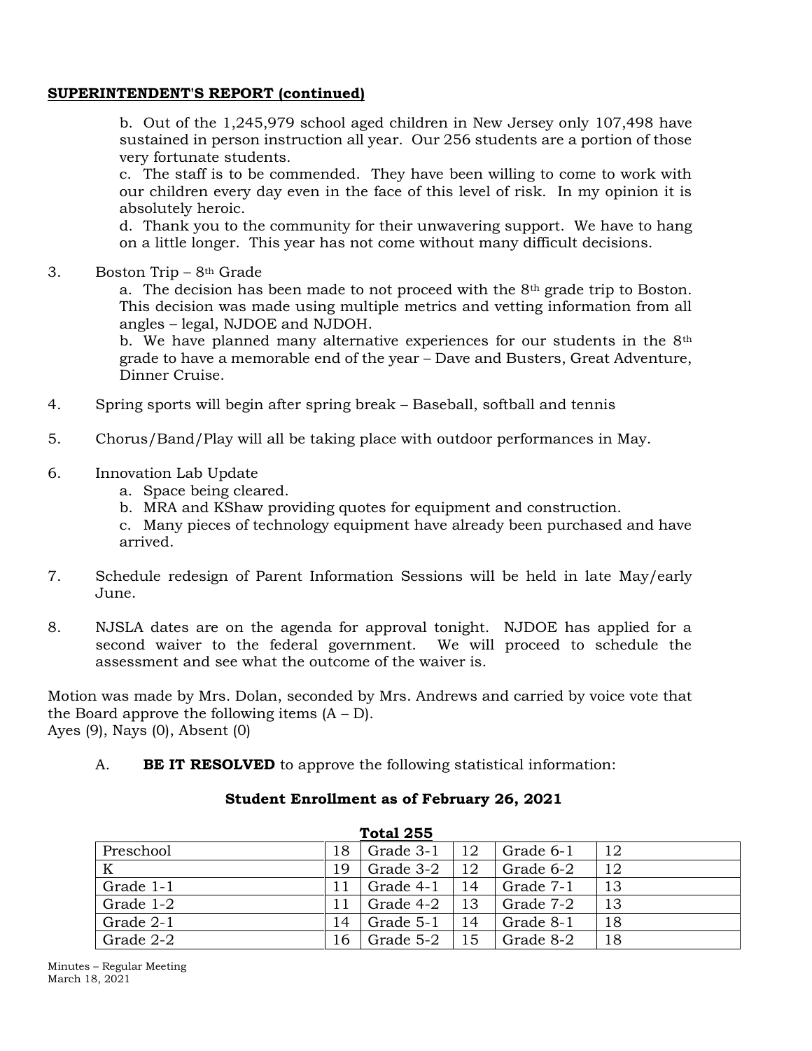**SUPERINTENDENT'S REPORT (continued)**

b. Out of the 1,245,979 school aged children in New Jersey only 107,498 have sustained in person instruction all year. Our 256 students are a portion of those very fortunate students.

c. The staff is to be commended. They have been willing to come to work with our children every day even in the face of this level of risk. In my opinion it is absolutely heroic.

d. Thank you to the community for their unwavering support. We have to hang on a little longer. This year has not come without many difficult decisions.

3. Boston Trip – 8th Grade

   a. The decision has been made to not proceed with the 8th grade trip to Boston. This decision was made using multiple metrics and vetting information from all angles – legal, NJDOE and NJDOH.

   b. We have planned many alternative experiences for our students in the 8th grade to have a memorable end of the year – Dave and Busters, Great Adventure, Dinner Cruise.

4. Spring sports will begin after spring break – Baseball, softball and tennis

5. Chorus/Band/Play will all be taking place with outdoor performances in May.

6. Innovation Lab Update

   a. Space being cleared.

   b. MRA and KShaw providing quotes for equipment and construction.

   c. Many pieces of technology equipment have already been purchased and have arrived.

7. Schedule redesign of Parent Information Sessions will be held in late May/early June.

8. NJSLA dates are on the agenda for approval tonight. NJDOE has applied for a second waiver to the federal government. We will proceed to schedule the assessment and see what the outcome of the waiver is.

Motion was made by Mrs. Dolan, seconded by Mrs. Andrews and carried by voice vote that the Board approve the following items (A – D).
Ayes (9), Nays (0), Absent (0)

A. **BE IT RESOLVED** to approve the following statistical information:

**Student Enrollment as of February 26, 2021**

**Total 255**

| | | | | | |
|---|---|---|---|---|---|
| Preschool | 18 | Grade 3-1 | 12 | Grade 6-1 | 12 |
| K | 19 | Grade 3-2 | 12 | Grade 6-2 | 12 |
| Grade 1-1 | 11 | Grade 4-1 | 14 | Grade 7-1 | 13 |
| Grade 1-2 | 11 | Grade 4-2 | 13 | Grade 7-2 | 13 |
| Grade 2-1 | 14 | Grade 5-1 | 14 | Grade 8-1 | 18 |
| Grade 2-2 | 16 | Grade 5-2 | 15 | Grade 8-2 | 18 |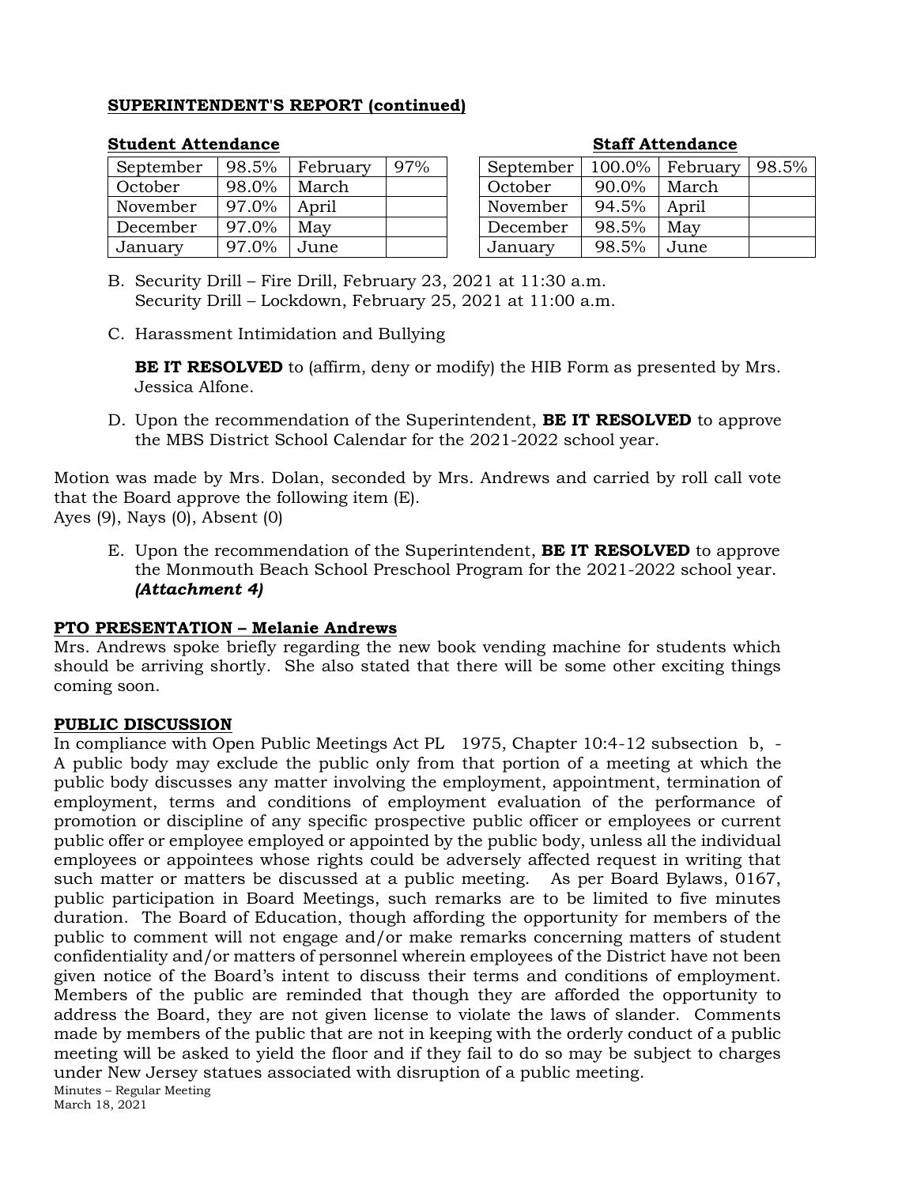**SUPERINTENDENT'S REPORT (continued)**

**Student Attendance**

| September | 98.5% | February | 97% |
|---|---|---|---|
| October | 98.0% | March | |
| November | 97.0% | April | |
| December | 97.0% | May | |
| January | 97.0% | June | |

**Staff Attendance**

| September | 100.0% | February | 98.5% |
|---|---|---|---|
| October | 90.0% | March | |
| November | 94.5% | April | |
| December | 98.5% | May | |
| January | 98.5% | June | |

B. Security Drill – Fire Drill, February 23, 2021 at 11:30 a.m.
   Security Drill – Lockdown, February 25, 2021 at 11:00 a.m.

C. Harassment Intimidation and Bullying

   **BE IT RESOLVED** to (affirm, deny or modify) the HIB Form as presented by Mrs. Jessica Alfone.

D. Upon the recommendation of the Superintendent, **BE IT RESOLVED** to approve the MBS District School Calendar for the 2021-2022 school year.

Motion was made by Mrs. Dolan, seconded by Mrs. Andrews and carried by roll call vote that the Board approve the following item (E).
Ayes (9), Nays (0), Absent (0)

E. Upon the recommendation of the Superintendent, **BE IT RESOLVED** to approve the Monmouth Beach School Preschool Program for the 2021-2022 school year. ***(Attachment 4)***

**PTO PRESENTATION – Melanie Andrews**

Mrs. Andrews spoke briefly regarding the new book vending machine for students which should be arriving shortly. She also stated that there will be some other exciting things coming soon.

**PUBLIC DISCUSSION**

In compliance with Open Public Meetings Act PL 1975, Chapter 10:4-12 subsection b, - A public body may exclude the public only from that portion of a meeting at which the public body discusses any matter involving the employment, appointment, termination of employment, terms and conditions of employment evaluation of the performance of promotion or discipline of any specific prospective public officer or employees or current public offer or employee employed or appointed by the public body, unless all the individual employees or appointees whose rights could be adversely affected request in writing that such matter or matters be discussed at a public meeting. As per Board Bylaws, 0167, public participation in Board Meetings, such remarks are to be limited to five minutes duration. The Board of Education, though affording the opportunity for members of the public to comment will not engage and/or make remarks concerning matters of student confidentiality and/or matters of personnel wherein employees of the District have not been given notice of the Board's intent to discuss their terms and conditions of employment. Members of the public are reminded that though they are afforded the opportunity to address the Board, they are not given license to violate the laws of slander. Comments made by members of the public that are not in keeping with the orderly conduct of a public meeting will be asked to yield the floor and if they fail to do so may be subject to charges under New Jersey statues associated with disruption of a public meeting.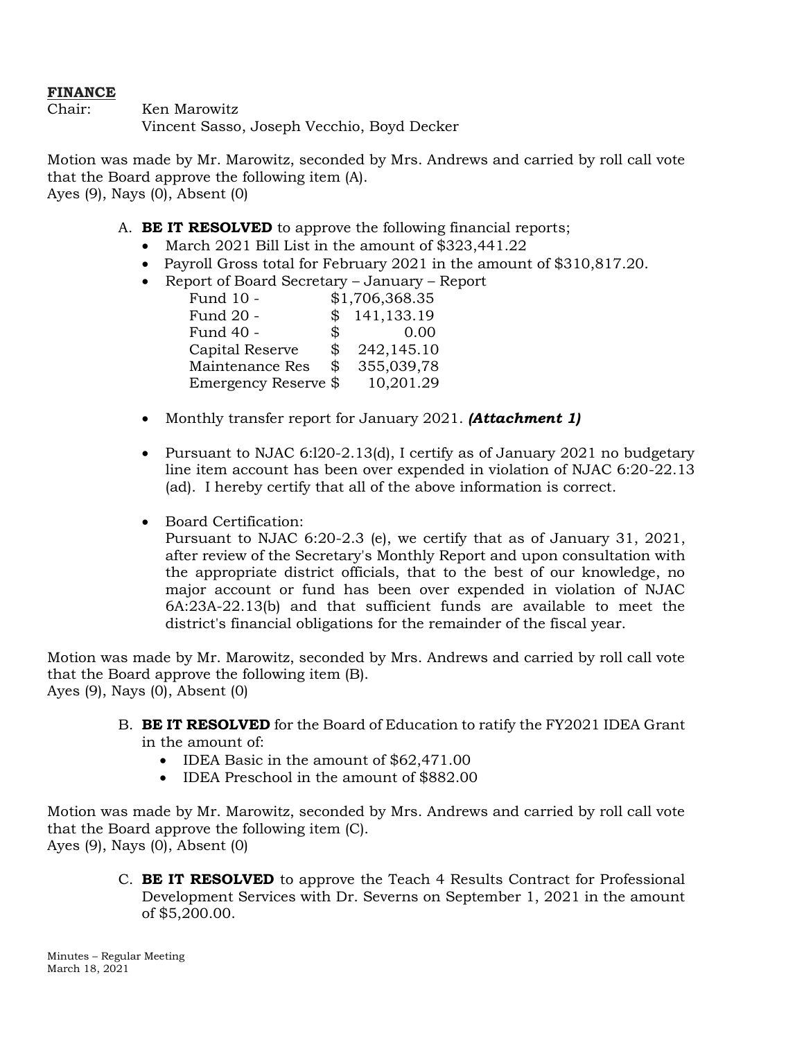**FINANCE**

Chair: Ken Marowitz
Vincent Sasso, Joseph Vecchio, Boyd Decker

Motion was made by Mr. Marowitz, seconded by Mrs. Andrews and carried by roll call vote that the Board approve the following item (A).
Ayes (9), Nays (0), Absent (0)

A. **BE IT RESOLVED** to approve the following financial reports;
   - March 2021 Bill List in the amount of $323,441.22
   - Payroll Gross total for February 2021 in the amount of $310,817.20.
   - Report of Board Secretary – January – Report

| | |
|---|---|
| Fund 10 - | $1,706,368.35 |
| Fund 20 - | $ 141,133.19 |
| Fund 40 - | $ 0.00 |
| Capital Reserve | $ 242,145.10 |
| Maintenance Res | $ 355,039,78 |
| Emergency Reserve | $ 10,201.29 |

   - Monthly transfer report for January 2021. ***(Attachment 1)***

   - Pursuant to NJAC 6:l20-2.13(d), I certify as of January 2021 no budgetary line item account has been over expended in violation of NJAC 6:20-22.13 (ad). I hereby certify that all of the above information is correct.

   - Board Certification:
     Pursuant to NJAC 6:20-2.3 (e), we certify that as of January 31, 2021, after review of the Secretary's Monthly Report and upon consultation with the appropriate district officials, that to the best of our knowledge, no major account or fund has been over expended in violation of NJAC 6A:23A-22.13(b) and that sufficient funds are available to meet the district's financial obligations for the remainder of the fiscal year.

Motion was made by Mr. Marowitz, seconded by Mrs. Andrews and carried by roll call vote that the Board approve the following item (B).
Ayes (9), Nays (0), Absent (0)

B. **BE IT RESOLVED** for the Board of Education to ratify the FY2021 IDEA Grant in the amount of:
   - IDEA Basic in the amount of $62,471.00
   - IDEA Preschool in the amount of $882.00

Motion was made by Mr. Marowitz, seconded by Mrs. Andrews and carried by roll call vote that the Board approve the following item (C).
Ayes (9), Nays (0), Absent (0)

C. **BE IT RESOLVED** to approve the Teach 4 Results Contract for Professional Development Services with Dr. Severns on September 1, 2021 in the amount of $5,200.00.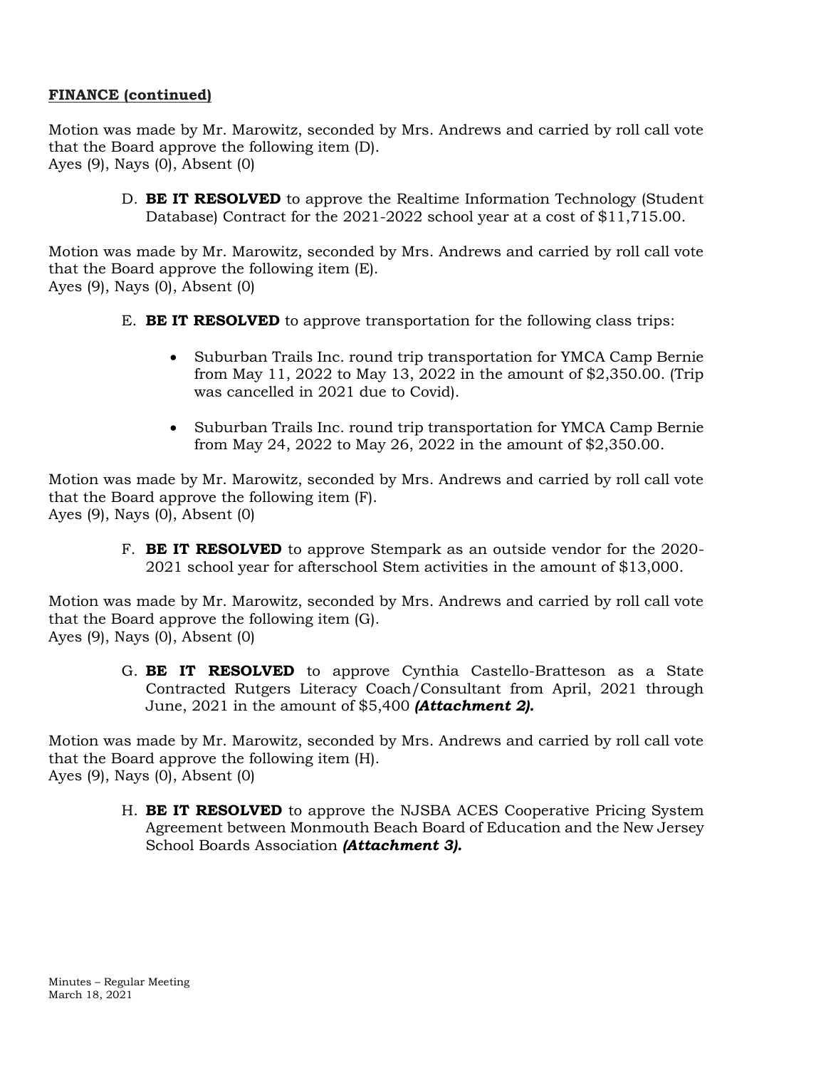**FINANCE (continued)**

Motion was made by Mr. Marowitz, seconded by Mrs. Andrews and carried by roll call vote that the Board approve the following item (D).
Ayes (9), Nays (0), Absent (0)

D. **BE IT RESOLVED** to approve the Realtime Information Technology (Student Database) Contract for the 2021-2022 school year at a cost of $11,715.00.

Motion was made by Mr. Marowitz, seconded by Mrs. Andrews and carried by roll call vote that the Board approve the following item (E).
Ayes (9), Nays (0), Absent (0)

E. **BE IT RESOLVED** to approve transportation for the following class trips:

- Suburban Trails Inc. round trip transportation for YMCA Camp Bernie from May 11, 2022 to May 13, 2022 in the amount of $2,350.00. (Trip was cancelled in 2021 due to Covid).
- Suburban Trails Inc. round trip transportation for YMCA Camp Bernie from May 24, 2022 to May 26, 2022 in the amount of $2,350.00.

Motion was made by Mr. Marowitz, seconded by Mrs. Andrews and carried by roll call vote that the Board approve the following item (F).
Ayes (9), Nays (0), Absent (0)

F. **BE IT RESOLVED** to approve Stempark as an outside vendor for the 2020-2021 school year for afterschool Stem activities in the amount of $13,000.

Motion was made by Mr. Marowitz, seconded by Mrs. Andrews and carried by roll call vote that the Board approve the following item (G).
Ayes (9), Nays (0), Absent (0)

G. **BE IT RESOLVED** to approve Cynthia Castello-Bratteson as a State Contracted Rutgers Literacy Coach/Consultant from April, 2021 through June, 2021 in the amount of $5,400 ***(Attachment 2).***

Motion was made by Mr. Marowitz, seconded by Mrs. Andrews and carried by roll call vote that the Board approve the following item (H).
Ayes (9), Nays (0), Absent (0)

H. **BE IT RESOLVED** to approve the NJSBA ACES Cooperative Pricing System Agreement between Monmouth Beach Board of Education and the New Jersey School Boards Association ***(Attachment 3).***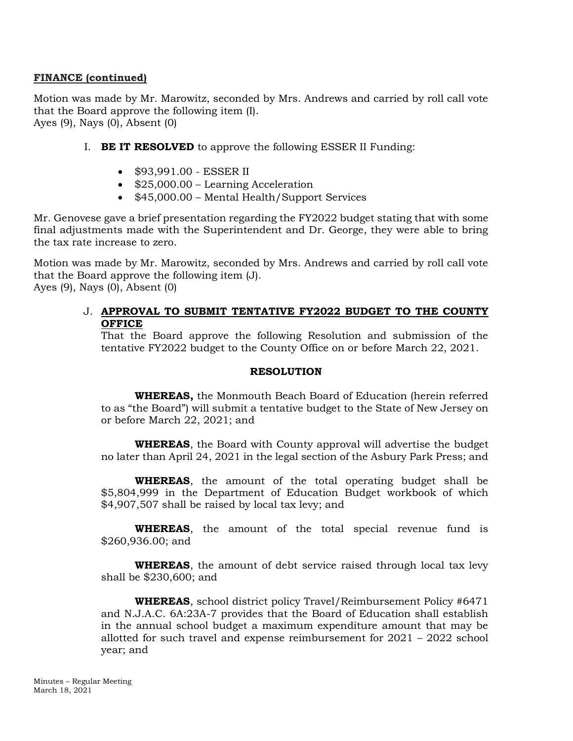**FINANCE (continued)**

Motion was made by Mr. Marowitz, seconded by Mrs. Andrews and carried by roll call vote that the Board approve the following item (I).
Ayes (9), Nays (0), Absent (0)

I. **BE IT RESOLVED** to approve the following ESSER II Funding:

- $93,991.00 - ESSER II
- $25,000.00 – Learning Acceleration
- $45,000.00 – Mental Health/Support Services

Mr. Genovese gave a brief presentation regarding the FY2022 budget stating that with some final adjustments made with the Superintendent and Dr. George, they were able to bring the tax rate increase to zero.

Motion was made by Mr. Marowitz, seconded by Mrs. Andrews and carried by roll call vote that the Board approve the following item (J).
Ayes (9), Nays (0), Absent (0)

J. **APPROVAL TO SUBMIT TENTATIVE FY2022 BUDGET TO THE COUNTY OFFICE**
That the Board approve the following Resolution and submission of the tentative FY2022 budget to the County Office on or before March 22, 2021.

**RESOLUTION**

**WHEREAS,** the Monmouth Beach Board of Education (herein referred to as "the Board") will submit a tentative budget to the State of New Jersey on or before March 22, 2021; and

**WHEREAS**, the Board with County approval will advertise the budget no later than April 24, 2021 in the legal section of the Asbury Park Press; and

**WHEREAS**, the amount of the total operating budget shall be $5,804,999 in the Department of Education Budget workbook of which $4,907,507 shall be raised by local tax levy; and

**WHEREAS**, the amount of the total special revenue fund is $260,936.00; and

**WHEREAS**, the amount of debt service raised through local tax levy shall be $230,600; and

**WHEREAS**, school district policy Travel/Reimbursement Policy #6471 and N.J.A.C. 6A:23A-7 provides that the Board of Education shall establish in the annual school budget a maximum expenditure amount that may be allotted for such travel and expense reimbursement for 2021 – 2022 school year; and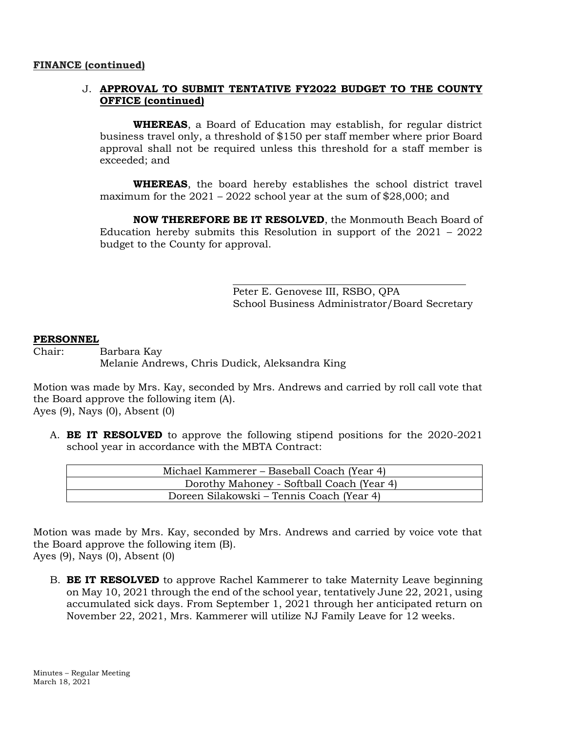**FINANCE (continued)**

J. **APPROVAL TO SUBMIT TENTATIVE FY2022 BUDGET TO THE COUNTY OFFICE (continued)**

**WHEREAS**, a Board of Education may establish, for regular district business travel only, a threshold of $150 per staff member where prior Board approval shall not be required unless this threshold for a staff member is exceeded; and

**WHEREAS**, the board hereby establishes the school district travel maximum for the 2021 – 2022 school year at the sum of $28,000; and

**NOW THEREFORE BE IT RESOLVED**, the Monmouth Beach Board of Education hereby submits this Resolution in support of the 2021 – 2022 budget to the County for approval.

\_\_\_\_\_\_\_\_\_\_\_\_\_\_\_\_\_\_\_\_\_\_\_\_\_\_\_\_\_\_\_\_\_\_\_\_\_\_\_\_

Peter E. Genovese III, RSBO, QPA
School Business Administrator/Board Secretary

**PERSONNEL**

Chair: Barbara Kay
Melanie Andrews, Chris Dudick, Aleksandra King

Motion was made by Mrs. Kay, seconded by Mrs. Andrews and carried by roll call vote that the Board approve the following item (A).
Ayes (9), Nays (0), Absent (0)

A. **BE IT RESOLVED** to approve the following stipend positions for the 2020-2021 school year in accordance with the MBTA Contract:

| Michael Kammerer – Baseball Coach (Year 4) |
|---|
| Dorothy Mahoney - Softball Coach (Year 4) |
| Doreen Silakowski – Tennis Coach (Year 4) |

Motion was made by Mrs. Kay, seconded by Mrs. Andrews and carried by voice vote that the Board approve the following item (B).
Ayes (9), Nays (0), Absent (0)

B. **BE IT RESOLVED** to approve Rachel Kammerer to take Maternity Leave beginning on May 10, 2021 through the end of the school year, tentatively June 22, 2021, using accumulated sick days. From September 1, 2021 through her anticipated return on November 22, 2021, Mrs. Kammerer will utilize NJ Family Leave for 12 weeks.

Minutes – Regular Meeting
March 18, 2021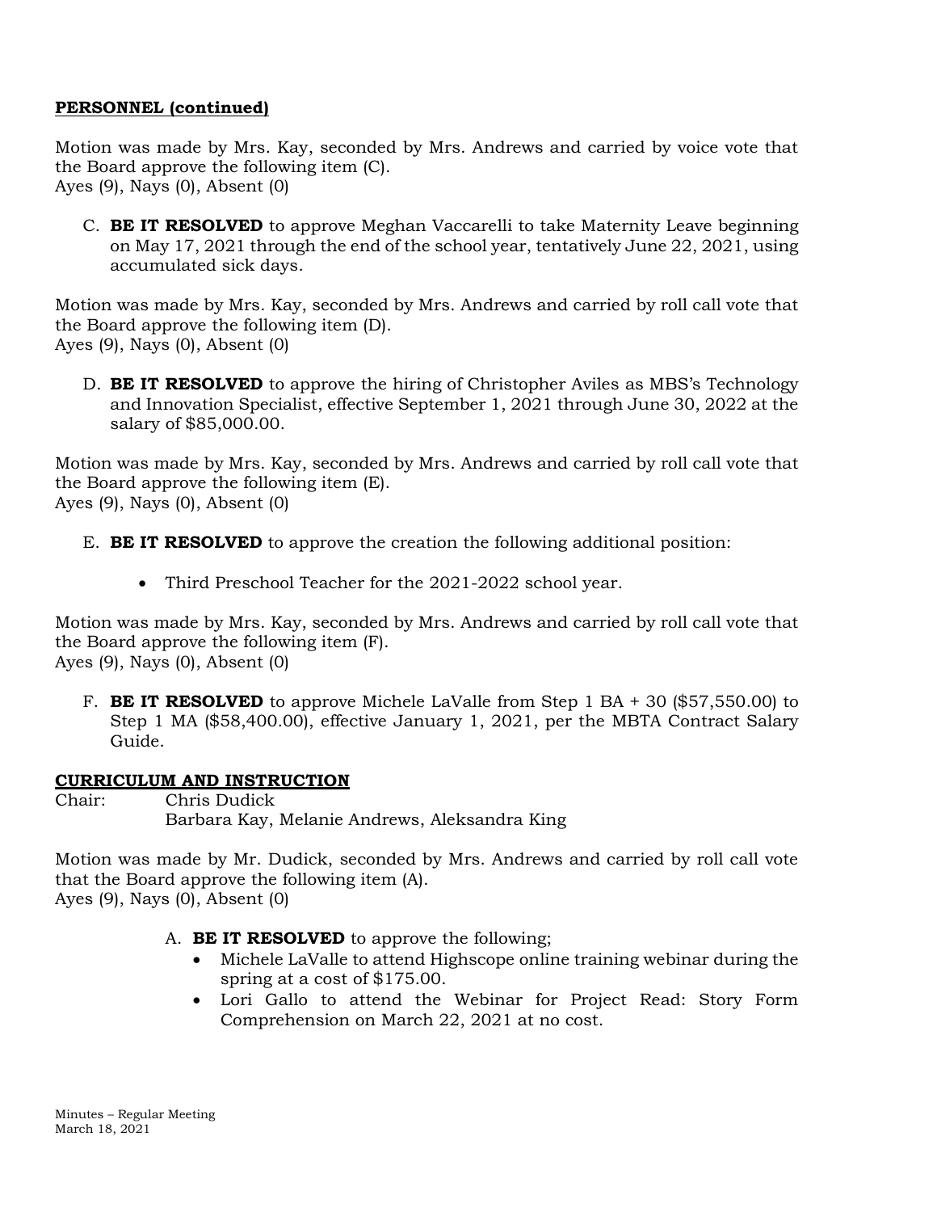**PERSONNEL (continued)**

Motion was made by Mrs. Kay, seconded by Mrs. Andrews and carried by voice vote that the Board approve the following item (C).
Ayes (9), Nays (0), Absent (0)

C. **BE IT RESOLVED** to approve Meghan Vaccarelli to take Maternity Leave beginning on May 17, 2021 through the end of the school year, tentatively June 22, 2021, using accumulated sick days.

Motion was made by Mrs. Kay, seconded by Mrs. Andrews and carried by roll call vote that the Board approve the following item (D).
Ayes (9), Nays (0), Absent (0)

D. **BE IT RESOLVED** to approve the hiring of Christopher Aviles as MBS's Technology and Innovation Specialist, effective September 1, 2021 through June 30, 2022 at the salary of $85,000.00.

Motion was made by Mrs. Kay, seconded by Mrs. Andrews and carried by roll call vote that the Board approve the following item (E).
Ayes (9), Nays (0), Absent (0)

E. **BE IT RESOLVED** to approve the creation the following additional position:

- Third Preschool Teacher for the 2021-2022 school year.

Motion was made by Mrs. Kay, seconded by Mrs. Andrews and carried by roll call vote that the Board approve the following item (F).
Ayes (9), Nays (0), Absent (0)

F. **BE IT RESOLVED** to approve Michele LaValle from Step 1 BA + 30 ($57,550.00) to Step 1 MA ($58,400.00), effective January 1, 2021, per the MBTA Contract Salary Guide.

**CURRICULUM AND INSTRUCTION**

Chair: Chris Dudick
Barbara Kay, Melanie Andrews, Aleksandra King

Motion was made by Mr. Dudick, seconded by Mrs. Andrews and carried by roll call vote that the Board approve the following item (A).
Ayes (9), Nays (0), Absent (0)

A. **BE IT RESOLVED** to approve the following;
- Michele LaValle to attend Highscope online training webinar during the spring at a cost of $175.00.
- Lori Gallo to attend the Webinar for Project Read: Story Form Comprehension on March 22, 2021 at no cost.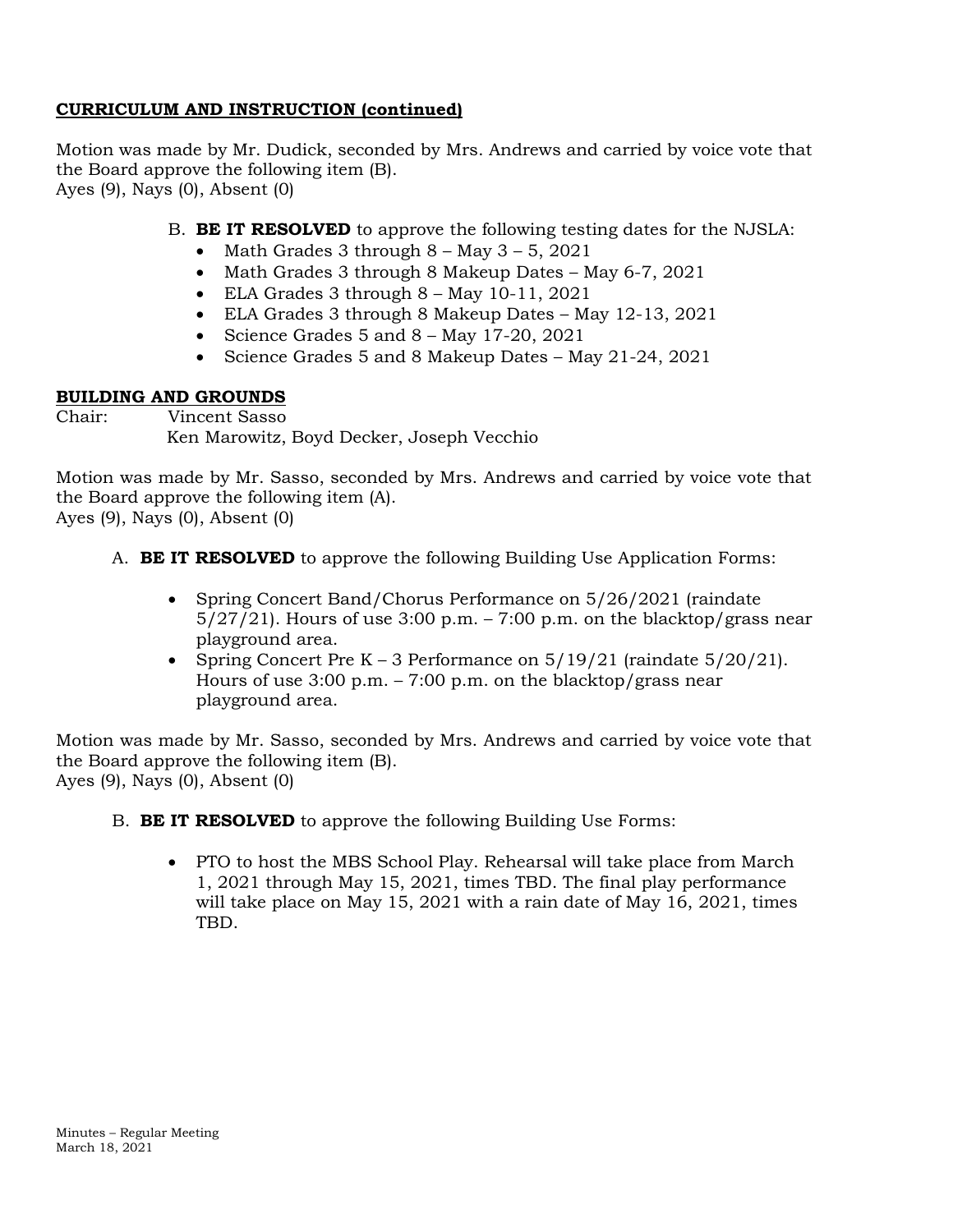**CURRICULUM AND INSTRUCTION (continued)**

Motion was made by Mr. Dudick, seconded by Mrs. Andrews and carried by voice vote that the Board approve the following item (B).
Ayes (9), Nays (0), Absent (0)

B. **BE IT RESOLVED** to approve the following testing dates for the NJSLA:
   - Math Grades 3 through 8 – May 3 – 5, 2021
   - Math Grades 3 through 8 Makeup Dates – May 6-7, 2021
   - ELA Grades 3 through 8 – May 10-11, 2021
   - ELA Grades 3 through 8 Makeup Dates – May 12-13, 2021
   - Science Grades 5 and 8 – May 17-20, 2021
   - Science Grades 5 and 8 Makeup Dates – May 21-24, 2021

**BUILDING AND GROUNDS**

Chair: Vincent Sasso
Ken Marowitz, Boyd Decker, Joseph Vecchio

Motion was made by Mr. Sasso, seconded by Mrs. Andrews and carried by voice vote that the Board approve the following item (A).
Ayes (9), Nays (0), Absent (0)

A. **BE IT RESOLVED** to approve the following Building Use Application Forms:

   - Spring Concert Band/Chorus Performance on 5/26/2021 (raindate 5/27/21). Hours of use 3:00 p.m. – 7:00 p.m. on the blacktop/grass near playground area.
   - Spring Concert Pre K – 3 Performance on 5/19/21 (raindate 5/20/21). Hours of use 3:00 p.m. – 7:00 p.m. on the blacktop/grass near playground area.

Motion was made by Mr. Sasso, seconded by Mrs. Andrews and carried by voice vote that the Board approve the following item (B).
Ayes (9), Nays (0), Absent (0)

B. **BE IT RESOLVED** to approve the following Building Use Forms:

   - PTO to host the MBS School Play. Rehearsal will take place from March 1, 2021 through May 15, 2021, times TBD. The final play performance will take place on May 15, 2021 with a rain date of May 16, 2021, times TBD.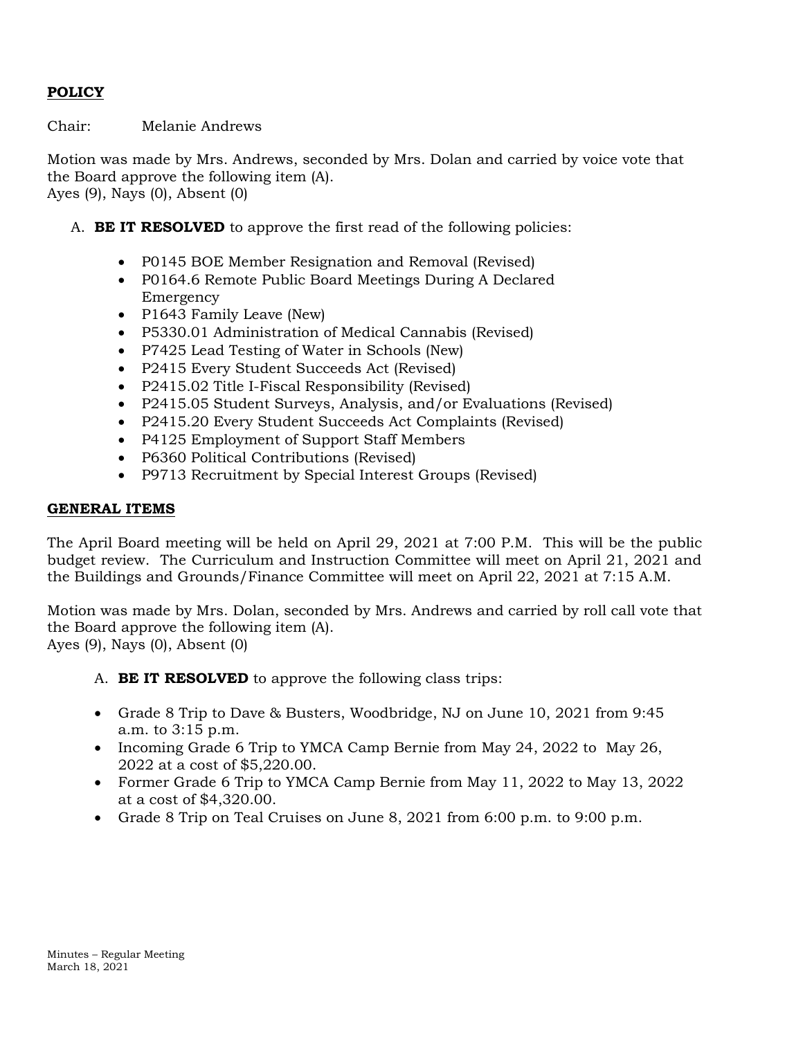## POLICY

Chair: Melanie Andrews

Motion was made by Mrs. Andrews, seconded by Mrs. Dolan and carried by voice vote that the Board approve the following item (A).
Ayes (9), Nays (0), Absent (0)

A. **BE IT RESOLVED** to approve the first read of the following policies:

- P0145 BOE Member Resignation and Removal (Revised)
- P0164.6 Remote Public Board Meetings During A Declared Emergency
- P1643 Family Leave (New)
- P5330.01 Administration of Medical Cannabis (Revised)
- P7425 Lead Testing of Water in Schools (New)
- P2415 Every Student Succeeds Act (Revised)
- P2415.02 Title I-Fiscal Responsibility (Revised)
- P2415.05 Student Surveys, Analysis, and/or Evaluations (Revised)
- P2415.20 Every Student Succeeds Act Complaints (Revised)
- P4125 Employment of Support Staff Members
- P6360 Political Contributions (Revised)
- P9713 Recruitment by Special Interest Groups (Revised)

## GENERAL ITEMS

The April Board meeting will be held on April 29, 2021 at 7:00 P.M. This will be the public budget review. The Curriculum and Instruction Committee will meet on April 21, 2021 and the Buildings and Grounds/Finance Committee will meet on April 22, 2021 at 7:15 A.M.

Motion was made by Mrs. Dolan, seconded by Mrs. Andrews and carried by roll call vote that the Board approve the following item (A).
Ayes (9), Nays (0), Absent (0)

A. **BE IT RESOLVED** to approve the following class trips:

- Grade 8 Trip to Dave & Busters, Woodbridge, NJ on June 10, 2021 from 9:45 a.m. to 3:15 p.m.
- Incoming Grade 6 Trip to YMCA Camp Bernie from May 24, 2022 to May 26, 2022 at a cost of $5,220.00.
- Former Grade 6 Trip to YMCA Camp Bernie from May 11, 2022 to May 13, 2022 at a cost of $4,320.00.
- Grade 8 Trip on Teal Cruises on June 8, 2021 from 6:00 p.m. to 9:00 p.m.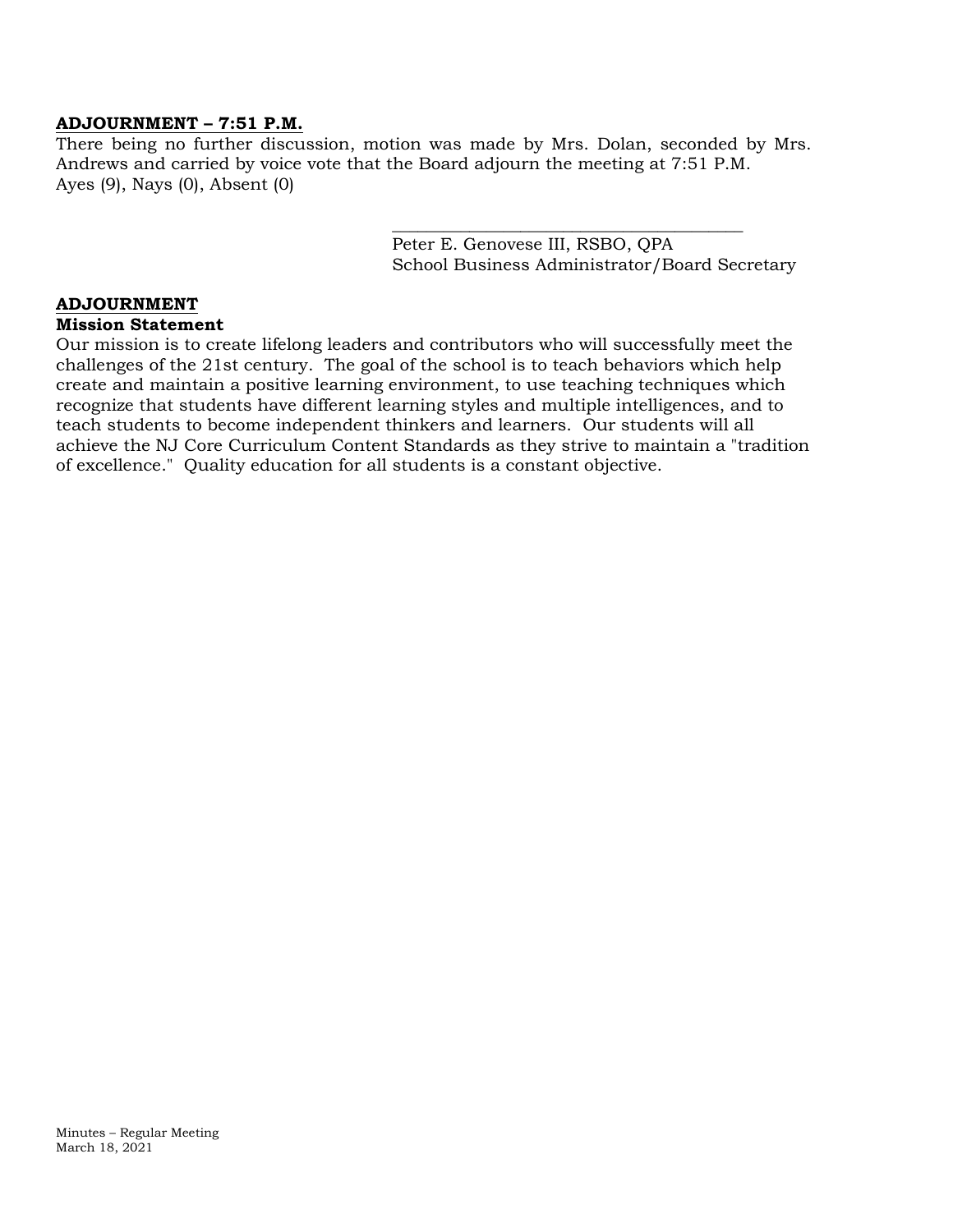**ADJOURNMENT – 7:51 P.M.**

There being no further discussion, motion was made by Mrs. Dolan, seconded by Mrs. Andrews and carried by voice vote that the Board adjourn the meeting at 7:51 P.M.
Ayes (9), Nays (0), Absent (0)

\_\_\_\_\_\_\_\_\_\_\_\_\_\_\_\_\_\_\_\_\_\_\_\_\_\_\_\_\_\_\_\_\_\_\_\_\_\_\_\_
Peter E. Genovese III, RSBO, QPA
School Business Administrator/Board Secretary

**ADJOURNMENT**

**Mission Statement**

Our mission is to create lifelong leaders and contributors who will successfully meet the challenges of the 21st century. The goal of the school is to teach behaviors which help create and maintain a positive learning environment, to use teaching techniques which recognize that students have different learning styles and multiple intelligences, and to teach students to become independent thinkers and learners. Our students will all achieve the NJ Core Curriculum Content Standards as they strive to maintain a "tradition of excellence." Quality education for all students is a constant objective.